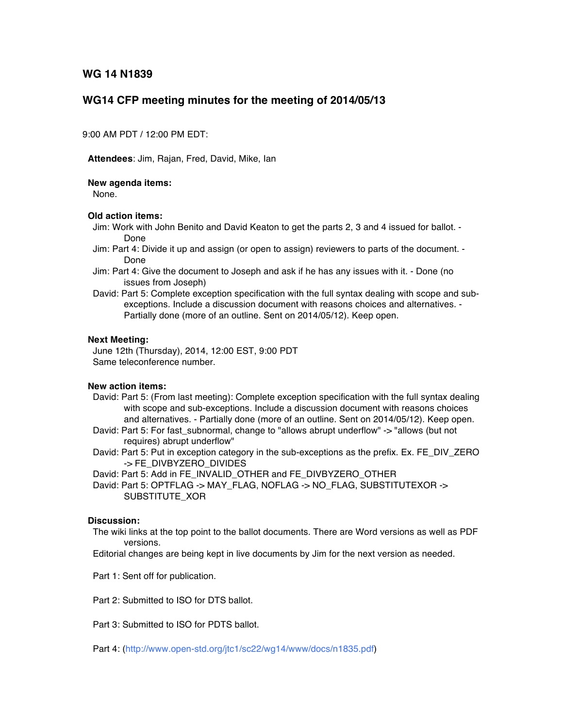## WG 14 N1839

## WG14 CFP meeting minutes for the meeting of 2014/05/13

9:00 AM PDT / 12:00 PM EDT:

**Attendees**: Jim, Rajan, Fred, David, Mike, Ian

**New agenda items:**

None.

**Old action items:**

- Jim: Work with John Benito and David Keaton to get the parts 2, 3 and 4 issued for ballot. - Done
- Jim: Part 4: Divide it up and assign (or open to assign) reviewers to parts of the document. - Done
- Jim: Part 4: Give the document to Joseph and ask if he has any issues with it. - Done (no issues from Joseph)
- David: Part 5: Complete exception specification with the full syntax dealing with scope and sub-exceptions. Include a discussion document with reasons choices and alternatives. - Partially done (more of an outline. Sent on 2014/05/12). Keep open.

**Next Meeting:**

June 12th (Thursday), 2014, 12:00 EST, 9:00 PDT
Same teleconference number.

**New action items:**

- David: Part 5: (From last meeting): Complete exception specification with the full syntax dealing with scope and sub-exceptions. Include a discussion document with reasons choices and alternatives. - Partially done (more of an outline. Sent on 2014/05/12). Keep open.
- David: Part 5: For fast_subnormal, change to "allows abrupt underflow" -> "allows (but not requires) abrupt underflow"
- David: Part 5: Put in exception category in the sub-exceptions as the prefix. Ex. FE_DIV_ZERO -> FE_DIVBYZERO_DIVIDES
- David: Part 5: Add in FE_INVALID_OTHER and FE_DIVBYZERO_OTHER
- David: Part 5: OPTFLAG -> MAY_FLAG, NOFLAG -> NO_FLAG, SUBSTITUTEXOR -> SUBSTITUTE_XOR

**Discussion:**

The wiki links at the top point to the ballot documents. There are Word versions as well as PDF versions.

Editorial changes are being kept in live documents by Jim for the next version as needed.

Part 1: Sent off for publication.

Part 2: Submitted to ISO for DTS ballot.

Part 3: Submitted to ISO for PDTS ballot.

Part 4: (http://www.open-std.org/jtc1/sc22/wg14/www/docs/n1835.pdf)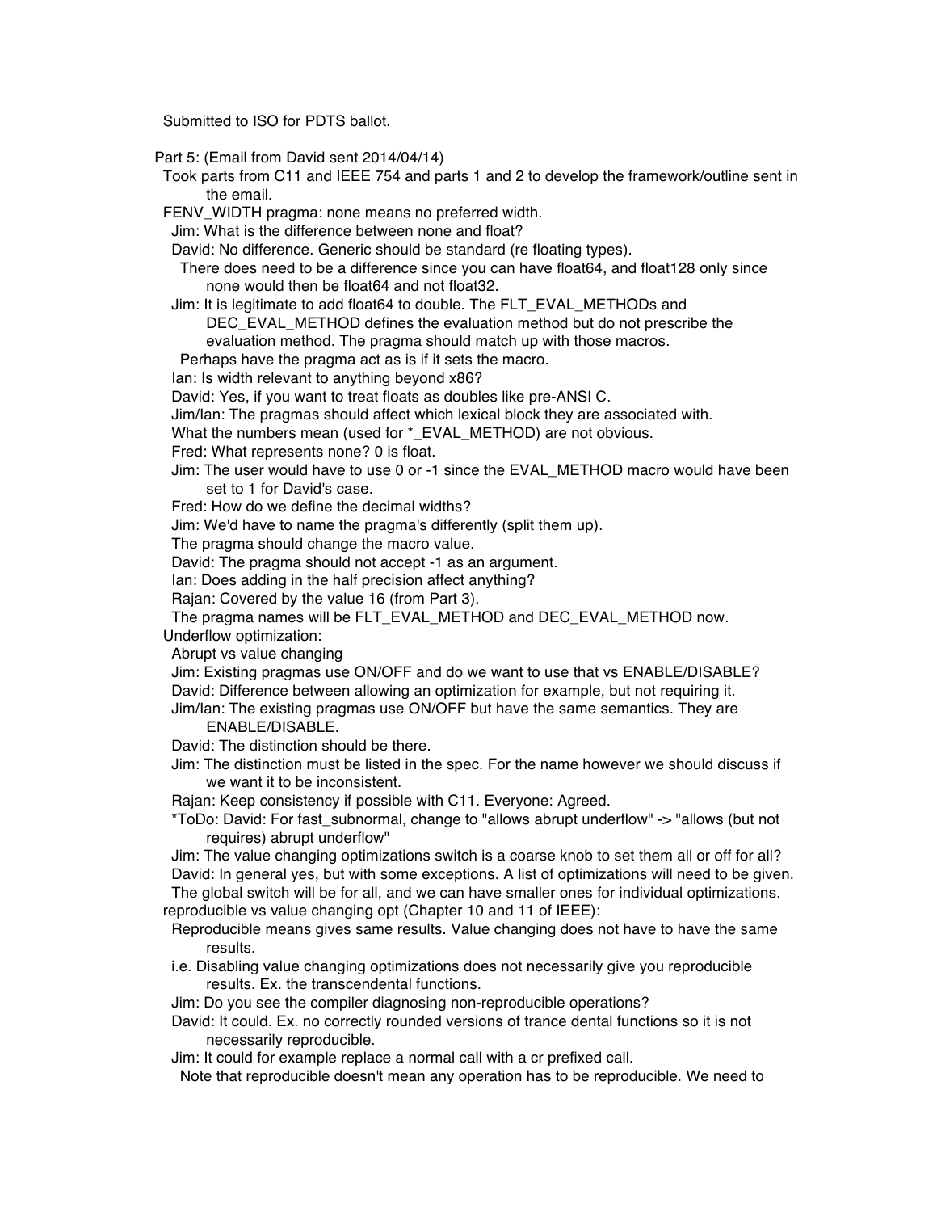Submitted to ISO for PDTS ballot.

Part 5: (Email from David sent 2014/04/14)

- Took parts from C11 and IEEE 754 and parts 1 and 2 to develop the framework/outline sent in the email.
- FENV_WIDTH pragma: none means no preferred width.
  - Jim: What is the difference between none and float?
  - David: No difference. Generic should be standard (re floating types).
    - There does need to be a difference since you can have float64, and float128 only since none would then be float64 and not float32.
  - Jim: It is legitimate to add float64 to double. The FLT_EVAL_METHODs and DEC_EVAL_METHOD defines the evaluation method but do not prescribe the evaluation method. The pragma should match up with those macros.
    - Perhaps have the pragma act as is if it sets the macro.
  - Ian: Is width relevant to anything beyond x86?
  - David: Yes, if you want to treat floats as doubles like pre-ANSI C.
  - Jim/Ian: The pragmas should affect which lexical block they are associated with.
  - What the numbers mean (used for *_EVAL_METHOD) are not obvious.
  - Fred: What represents none? 0 is float.
  - Jim: The user would have to use 0 or -1 since the EVAL_METHOD macro would have been set to 1 for David's case.
  - Fred: How do we define the decimal widths?
  - Jim: We'd have to name the pragma's differently (split them up).
  - The pragma should change the macro value.
  - David: The pragma should not accept -1 as an argument.
  - Ian: Does adding in the half precision affect anything?
  - Rajan: Covered by the value 16 (from Part 3).
  - The pragma names will be FLT_EVAL_METHOD and DEC_EVAL_METHOD now.
- Underflow optimization:
  - Abrupt vs value changing
  - Jim: Existing pragmas use ON/OFF and do we want to use that vs ENABLE/DISABLE?
  - David: Difference between allowing an optimization for example, but not requiring it.
  - Jim/Ian: The existing pragmas use ON/OFF but have the same semantics. They are ENABLE/DISABLE.
  - David: The distinction should be there.
  - Jim: The distinction must be listed in the spec. For the name however we should discuss if we want it to be inconsistent.
  - Rajan: Keep consistency if possible with C11. Everyone: Agreed.
  - *ToDo: David: For fast_subnormal, change to "allows abrupt underflow" -> "allows (but not requires) abrupt underflow"
  - Jim: The value changing optimizations switch is a coarse knob to set them all or off for all?
  - David: In general yes, but with some exceptions. A list of optimizations will need to be given.
  - The global switch will be for all, and we can have smaller ones for individual optimizations.
- reproducible vs value changing opt (Chapter 10 and 11 of IEEE):
  - Reproducible means gives same results. Value changing does not have to have the same results.
  - i.e. Disabling value changing optimizations does not necessarily give you reproducible results. Ex. the transcendental functions.
  - Jim: Do you see the compiler diagnosing non-reproducible operations?
  - David: It could. Ex. no correctly rounded versions of trance dental functions so it is not necessarily reproducible.
  - Jim: It could for example replace a normal call with a cr prefixed call.
    - Note that reproducible doesn't mean any operation has to be reproducible. We need to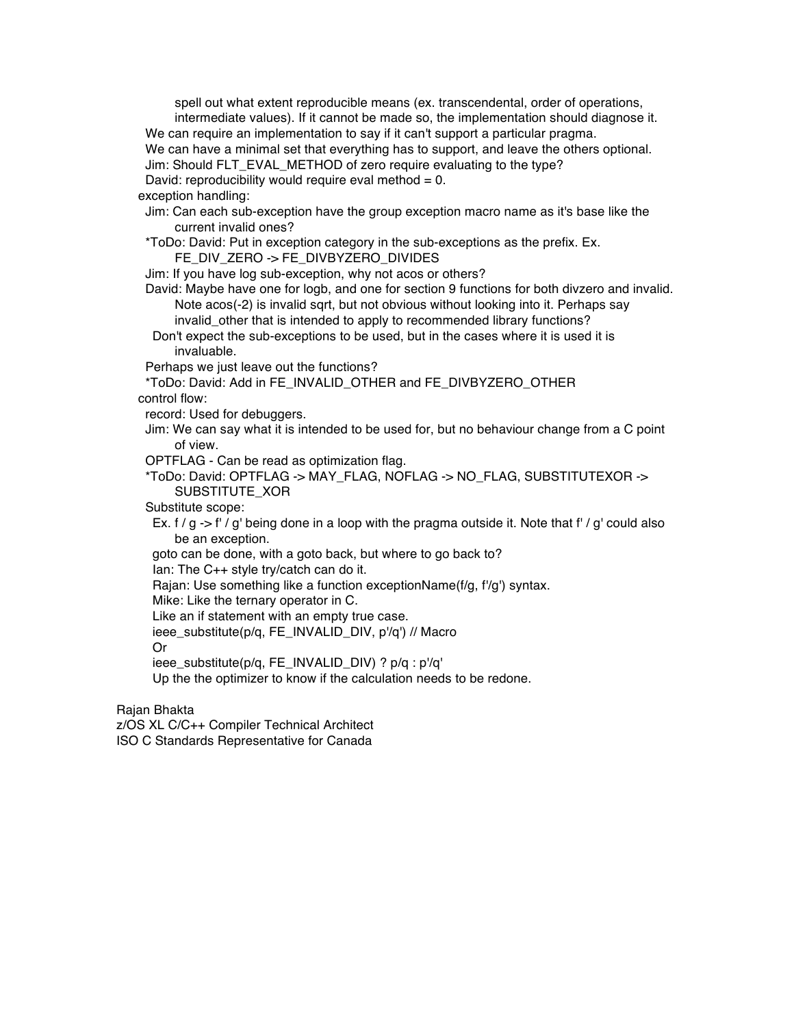spell out what extent reproducible means (ex. transcendental, order of operations, intermediate values). If it cannot be made so, the implementation should diagnose it.

- We can require an implementation to say if it can't support a particular pragma.
- We can have a minimal set that everything has to support, and leave the others optional.
- Jim: Should FLT_EVAL_METHOD of zero require evaluating to the type?
- David: reproducibility would require eval method = 0.

exception handling:

- Jim: Can each sub-exception have the group exception macro name as it's base like the current invalid ones?
- *ToDo: David: Put in exception category in the sub-exceptions as the prefix. Ex. FE_DIV_ZERO -> FE_DIVBYZERO_DIVIDES
- Jim: If you have log sub-exception, why not acos or others?
- David: Maybe have one for logb, and one for section 9 functions for both divzero and invalid. Note acos(-2) is invalid sqrt, but not obvious without looking into it. Perhaps say invalid_other that is intended to apply to recommended library functions?
  - Don't expect the sub-exceptions to be used, but in the cases where it is used it is invaluable.
- Perhaps we just leave out the functions?
- *ToDo: David: Add in FE_INVALID_OTHER and FE_DIVBYZERO_OTHER

control flow:

- record: Used for debuggers.
- Jim: We can say what it is intended to be used for, but no behaviour change from a C point of view.
- OPTFLAG - Can be read as optimization flag.
- *ToDo: David: OPTFLAG -> MAY_FLAG, NOFLAG -> NO_FLAG, SUBSTITUTEXOR -> SUBSTITUTE_XOR
- Substitute scope:
  - Ex. f / g -> f' / g' being done in a loop with the pragma outside it. Note that f' / g' could also be an exception.
  - goto can be done, with a goto back, but where to go back to?
  - Ian: The C++ style try/catch can do it.
  - Rajan: Use something like a function exceptionName(f/g, f'/g') syntax.
  - Mike: Like the ternary operator in C.
  - Like an if statement with an empty true case.
  - ieee_substitute(p/q, FE_INVALID_DIV, p'/q') // Macro
  - Or
  - ieee_substitute(p/q, FE_INVALID_DIV) ? p/q : p'/q'
  - Up the the optimizer to know if the calculation needs to be redone.

Rajan Bhakta  
z/OS XL C/C++ Compiler Technical Architect  
ISO C Standards Representative for Canada